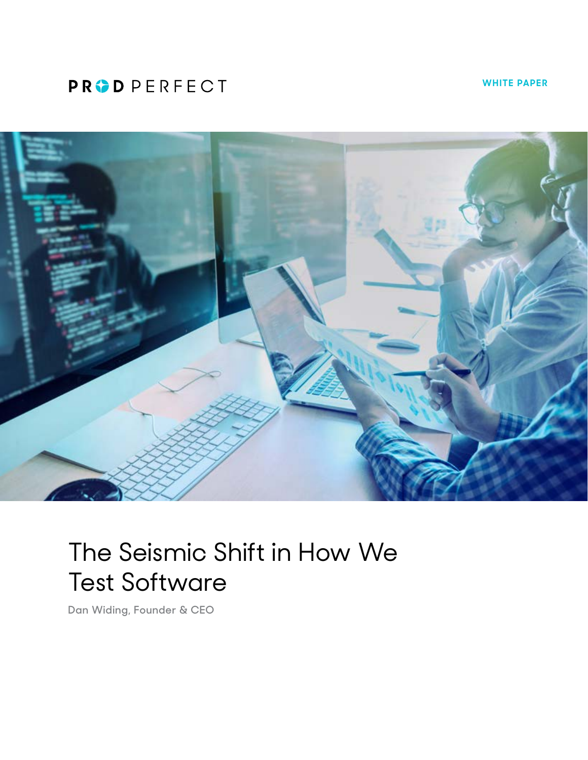PROD PERFECT

WHITE PAPER

# The Seismic Shift in How We Test Software

Dan Widing, Founder & CEO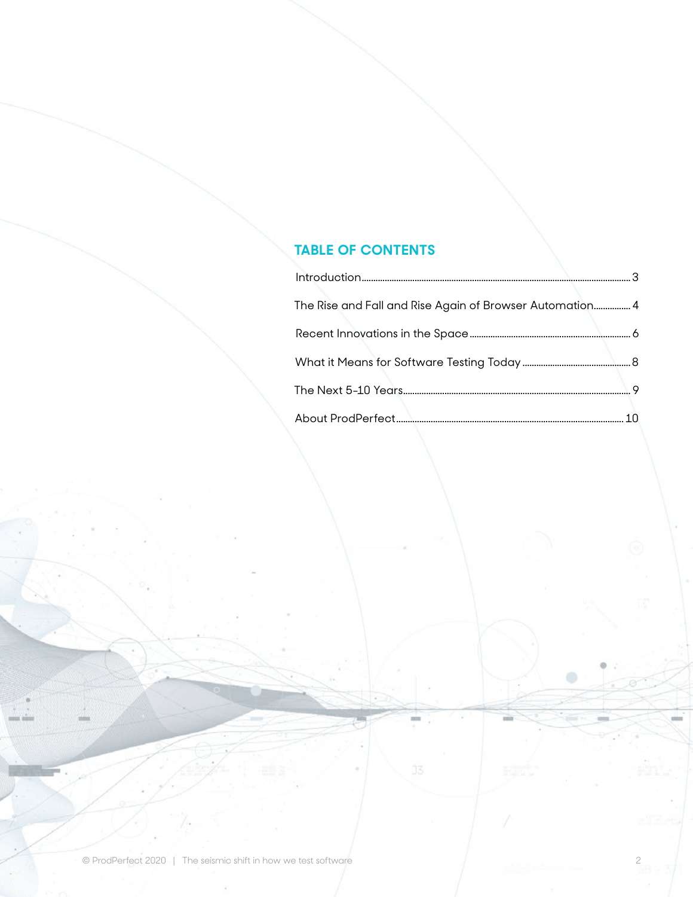## TABLE OF CONTENTS

Introduction .................................................. 3

The Rise and Fall and Rise Again of Browser Automation ................ 4

Recent Innovations in the Space .................................................. 6

What it Means for Software Testing Today .................................................. 8

The Next 5-10 Years .................................................. 9

About ProdPerfect .................................................. 10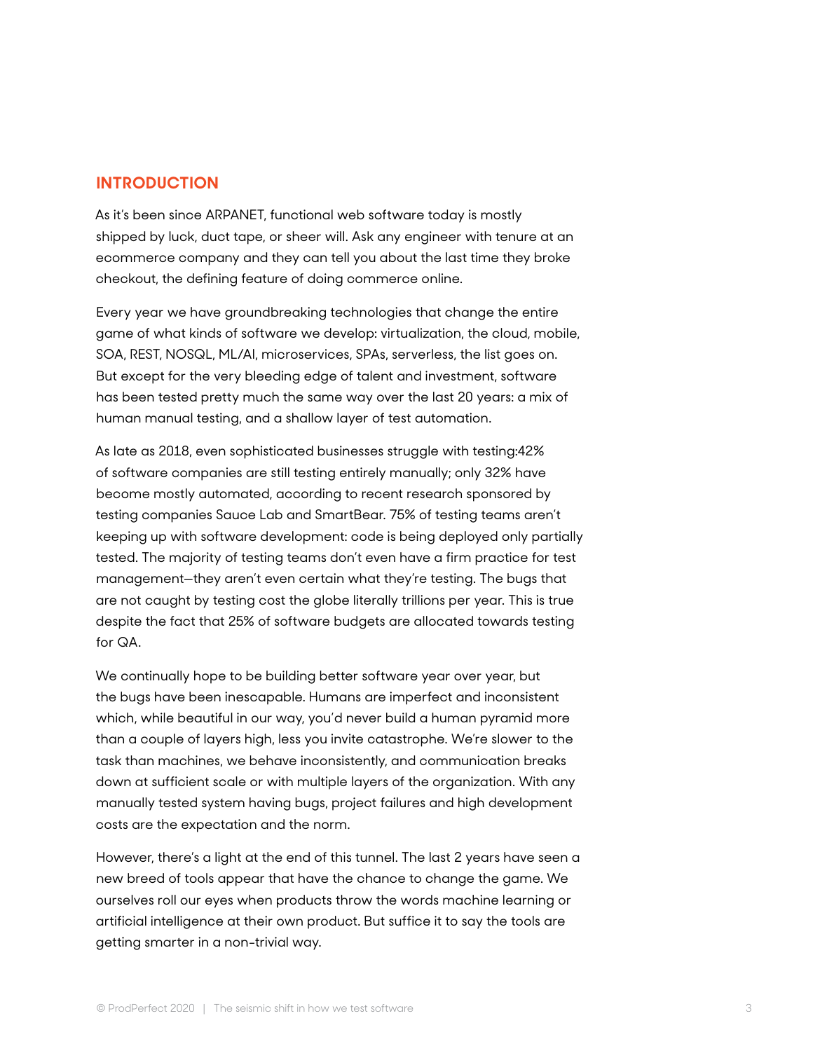## INTRODUCTION

As it's been since ARPANET, functional web software today is mostly shipped by luck, duct tape, or sheer will. Ask any engineer with tenure at an ecommerce company and they can tell you about the last time they broke checkout, the defining feature of doing commerce online.

Every year we have groundbreaking technologies that change the entire game of what kinds of software we develop: virtualization, the cloud, mobile, SOA, REST, NOSQL, ML/AI, microservices, SPAs, serverless, the list goes on. But except for the very bleeding edge of talent and investment, software has been tested pretty much the same way over the last 20 years: a mix of human manual testing, and a shallow layer of test automation.

As late as 2018, even sophisticated businesses struggle with testing:42% of software companies are still testing entirely manually; only 32% have become mostly automated, according to recent research sponsored by testing companies Sauce Lab and SmartBear. 75% of testing teams aren't keeping up with software development: code is being deployed only partially tested. The majority of testing teams don't even have a firm practice for test management—they aren't even certain what they're testing. The bugs that are not caught by testing cost the globe literally trillions per year. This is true despite the fact that 25% of software budgets are allocated towards testing for QA.

We continually hope to be building better software year over year, but the bugs have been inescapable. Humans are imperfect and inconsistent which, while beautiful in our way, you'd never build a human pyramid more than a couple of layers high, less you invite catastrophe. We're slower to the task than machines, we behave inconsistently, and communication breaks down at sufficient scale or with multiple layers of the organization. With any manually tested system having bugs, project failures and high development costs are the expectation and the norm.

However, there's a light at the end of this tunnel. The last 2 years have seen a new breed of tools appear that have the chance to change the game. We ourselves roll our eyes when products throw the words machine learning or artificial intelligence at their own product. But suffice it to say the tools are getting smarter in a non-trivial way.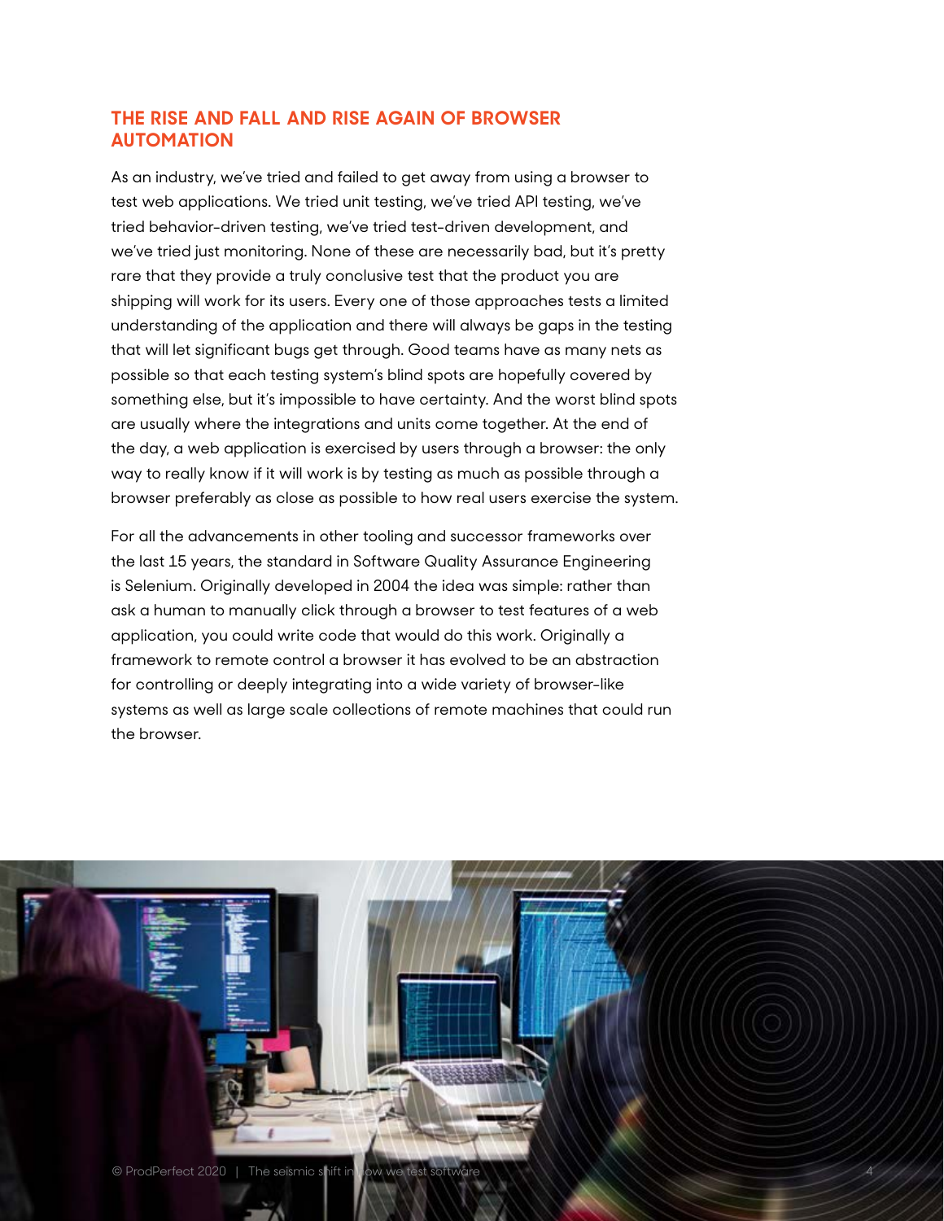## THE RISE AND FALL AND RISE AGAIN OF BROWSER AUTOMATION

As an industry, we've tried and failed to get away from using a browser to test web applications. We tried unit testing, we've tried API testing, we've tried behavior-driven testing, we've tried test-driven development, and we've tried just monitoring. None of these are necessarily bad, but it's pretty rare that they provide a truly conclusive test that the product you are shipping will work for its users. Every one of those approaches tests a limited understanding of the application and there will always be gaps in the testing that will let significant bugs get through. Good teams have as many nets as possible so that each testing system's blind spots are hopefully covered by something else, but it's impossible to have certainty. And the worst blind spots are usually where the integrations and units come together. At the end of the day, a web application is exercised by users through a browser: the only way to really know if it will work is by testing as much as possible through a browser preferably as close as possible to how real users exercise the system.

For all the advancements in other tooling and successor frameworks over the last 15 years, the standard in Software Quality Assurance Engineering is Selenium. Originally developed in 2004 the idea was simple: rather than ask a human to manually click through a browser to test features of a web application, you could write code that would do this work. Originally a framework to remote control a browser it has evolved to be an abstraction for controlling or deeply integrating into a wide variety of browser-like systems as well as large scale collections of remote machines that could run the browser.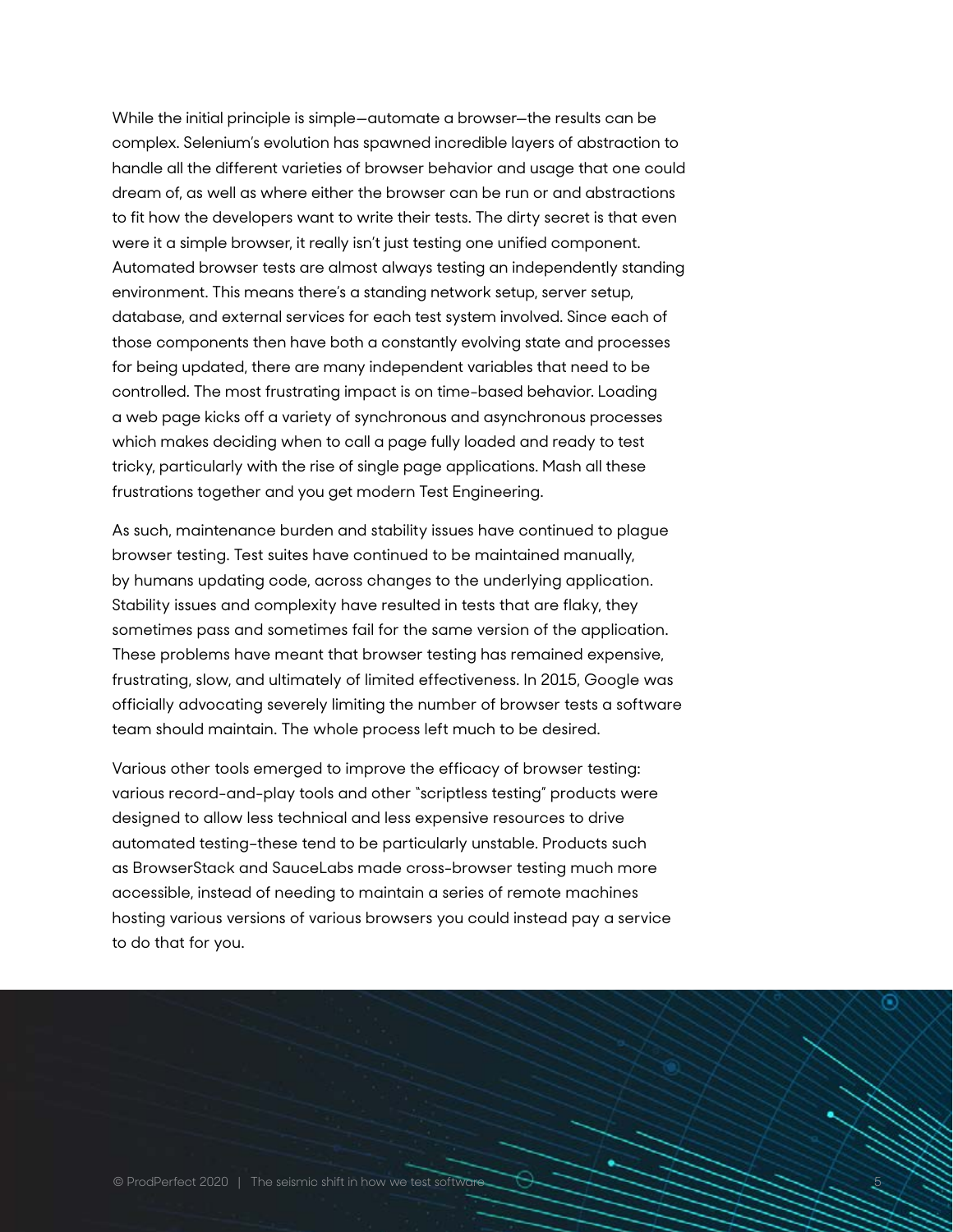While the initial principle is simple—automate a browser—the results can be complex. Selenium's evolution has spawned incredible layers of abstraction to handle all the different varieties of browser behavior and usage that one could dream of, as well as where either the browser can be run or and abstractions to fit how the developers want to write their tests. The dirty secret is that even were it a simple browser, it really isn't just testing one unified component. Automated browser tests are almost always testing an independently standing environment. This means there's a standing network setup, server setup, database, and external services for each test system involved. Since each of those components then have both a constantly evolving state and processes for being updated, there are many independent variables that need to be controlled. The most frustrating impact is on time-based behavior. Loading a web page kicks off a variety of synchronous and asynchronous processes which makes deciding when to call a page fully loaded and ready to test tricky, particularly with the rise of single page applications. Mash all these frustrations together and you get modern Test Engineering.

As such, maintenance burden and stability issues have continued to plague browser testing. Test suites have continued to be maintained manually, by humans updating code, across changes to the underlying application. Stability issues and complexity have resulted in tests that are flaky, they sometimes pass and sometimes fail for the same version of the application. These problems have meant that browser testing has remained expensive, frustrating, slow, and ultimately of limited effectiveness. In 2015, Google was officially advocating severely limiting the number of browser tests a software team should maintain. The whole process left much to be desired.

Various other tools emerged to improve the efficacy of browser testing: various record-and-play tools and other "scriptless testing" products were designed to allow less technical and less expensive resources to drive automated testing-these tend to be particularly unstable. Products such as BrowserStack and SauceLabs made cross-browser testing much more accessible, instead of needing to maintain a series of remote machines hosting various versions of various browsers you could instead pay a service to do that for you.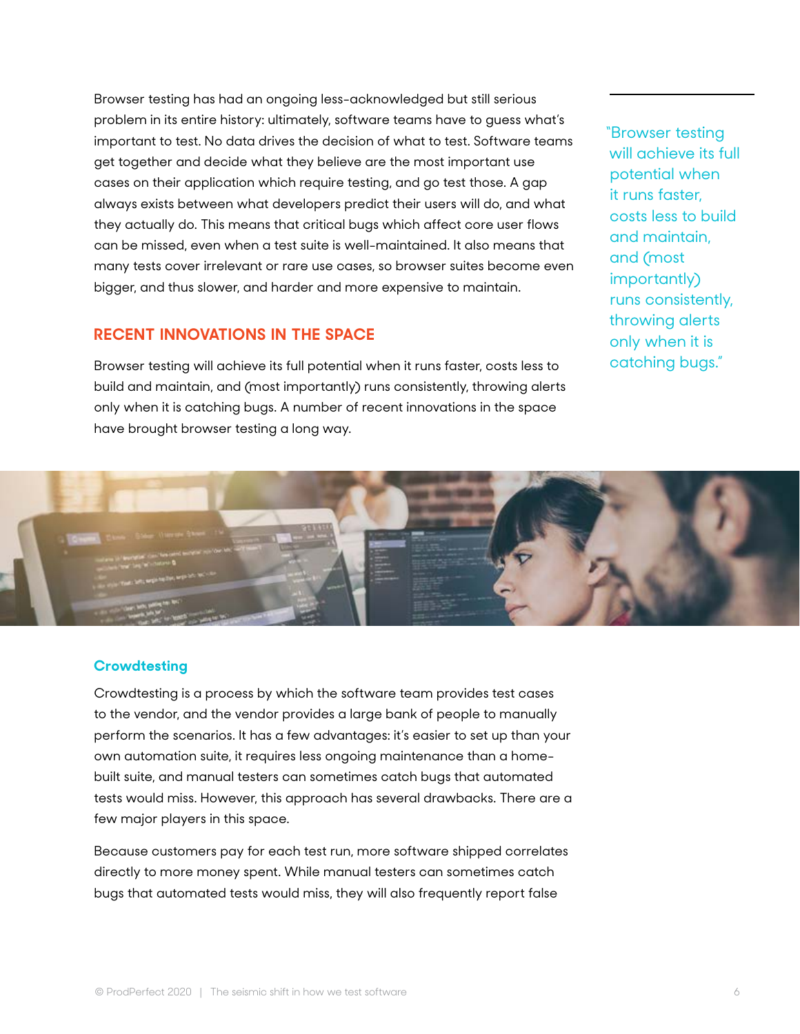Browser testing has had an ongoing less-acknowledged but still serious problem in its entire history: ultimately, software teams have to guess what's important to test. No data drives the decision of what to test. Software teams get together and decide what they believe are the most important use cases on their application which require testing, and go test those. A gap always exists between what developers predict their users will do, and what they actually do. This means that critical bugs which affect core user flows can be missed, even when a test suite is well-maintained. It also means that many tests cover irrelevant or rare use cases, so browser suites become even bigger, and thus slower, and harder and more expensive to maintain.

> "Browser testing will achieve its full potential when it runs faster, costs less to build and maintain, and (most importantly) runs consistently, throwing alerts only when it is catching bugs."

## RECENT INNOVATIONS IN THE SPACE

Browser testing will achieve its full potential when it runs faster, costs less to build and maintain, and (most importantly) runs consistently, throwing alerts only when it is catching bugs. A number of recent innovations in the space have brought browser testing a long way.

### Crowdtesting

Crowdtesting is a process by which the software team provides test cases to the vendor, and the vendor provides a large bank of people to manually perform the scenarios. It has a few advantages: it's easier to set up than your own automation suite, it requires less ongoing maintenance than a home-built suite, and manual testers can sometimes catch bugs that automated tests would miss. However, this approach has several drawbacks. There are a few major players in this space.

Because customers pay for each test run, more software shipped correlates directly to more money spent. While manual testers can sometimes catch bugs that automated tests would miss, they will also frequently report false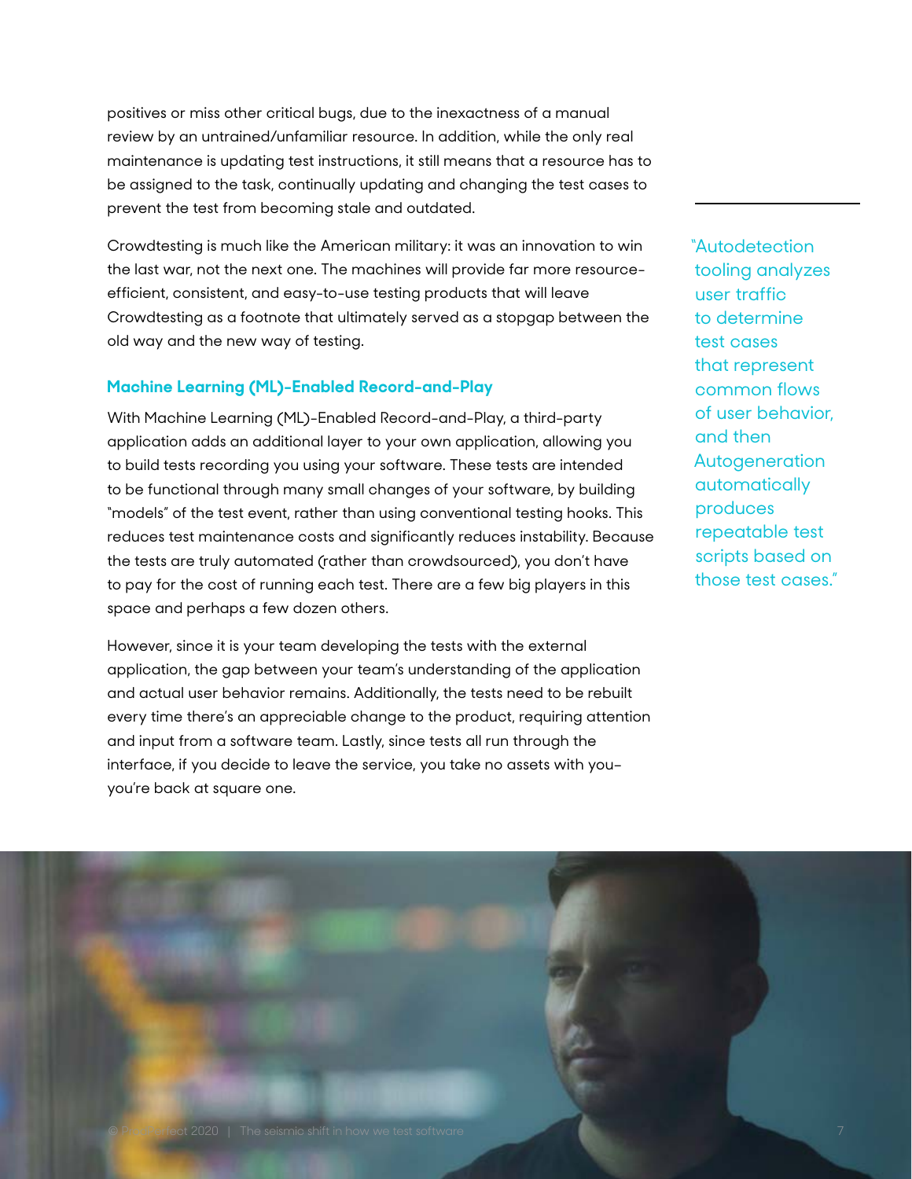positives or miss other critical bugs, due to the inexactness of a manual review by an untrained/unfamiliar resource. In addition, while the only real maintenance is updating test instructions, it still means that a resource has to be assigned to the task, continually updating and changing the test cases to prevent the test from becoming stale and outdated.

Crowdtesting is much like the American military: it was an innovation to win the last war, not the next one. The machines will provide far more resource-efficient, consistent, and easy-to-use testing products that will leave Crowdtesting as a footnote that ultimately served as a stopgap between the old way and the new way of testing.

### Machine Learning (ML)-Enabled Record-and-Play

With Machine Learning (ML)-Enabled Record-and-Play, a third-party application adds an additional layer to your own application, allowing you to build tests recording you using your software. These tests are intended to be functional through many small changes of your software, by building "models" of the test event, rather than using conventional testing hooks. This reduces test maintenance costs and significantly reduces instability. Because the tests are truly automated (rather than crowdsourced), you don't have to pay for the cost of running each test. There are a few big players in this space and perhaps a few dozen others.

However, since it is your team developing the tests with the external application, the gap between your team's understanding of the application and actual user behavior remains. Additionally, the tests need to be rebuilt every time there's an appreciable change to the product, requiring attention and input from a software team. Lastly, since tests all run through the interface, if you decide to leave the service, you take no assets with you–you're back at square one.

> "Autodetection tooling analyzes user traffic to determine test cases that represent common flows of user behavior, and then Autogeneration automatically produces repeatable test scripts based on those test cases."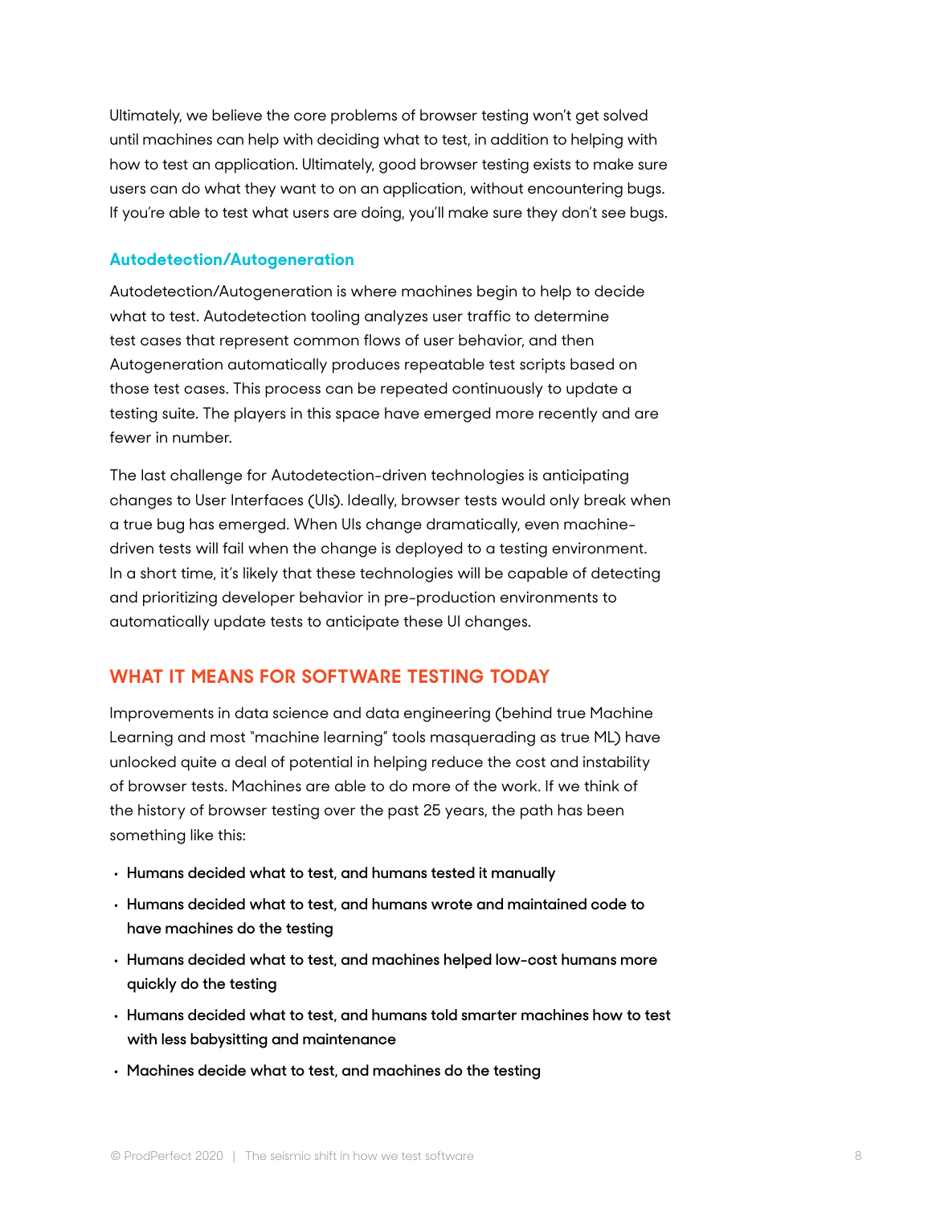Ultimately, we believe the core problems of browser testing won't get solved until machines can help with deciding what to test, in addition to helping with how to test an application. Ultimately, good browser testing exists to make sure users can do what they want to on an application, without encountering bugs. If you're able to test what users are doing, you'll make sure they don't see bugs.

### Autodetection/Autogeneration

Autodetection/Autogeneration is where machines begin to help to decide what to test. Autodetection tooling analyzes user traffic to determine test cases that represent common flows of user behavior, and then Autogeneration automatically produces repeatable test scripts based on those test cases. This process can be repeated continuously to update a testing suite. The players in this space have emerged more recently and are fewer in number.

The last challenge for Autodetection-driven technologies is anticipating changes to User Interfaces (UIs). Ideally, browser tests would only break when a true bug has emerged. When UIs change dramatically, even machine-driven tests will fail when the change is deployed to a testing environment. In a short time, it's likely that these technologies will be capable of detecting and prioritizing developer behavior in pre-production environments to automatically update tests to anticipate these UI changes.

## WHAT IT MEANS FOR SOFTWARE TESTING TODAY

Improvements in data science and data engineering (behind true Machine Learning and most "machine learning" tools masquerading as true ML) have unlocked quite a deal of potential in helping reduce the cost and instability of browser tests. Machines are able to do more of the work. If we think of the history of browser testing over the past 25 years, the path has been something like this:

- **Humans decided what to test, and humans tested it manually**
- **Humans decided what to test, and humans wrote and maintained code to have machines do the testing**
- **Humans decided what to test, and machines helped low-cost humans more quickly do the testing**
- **Humans decided what to test, and humans told smarter machines how to test with less babysitting and maintenance**
- **Machines decide what to test, and machines do the testing**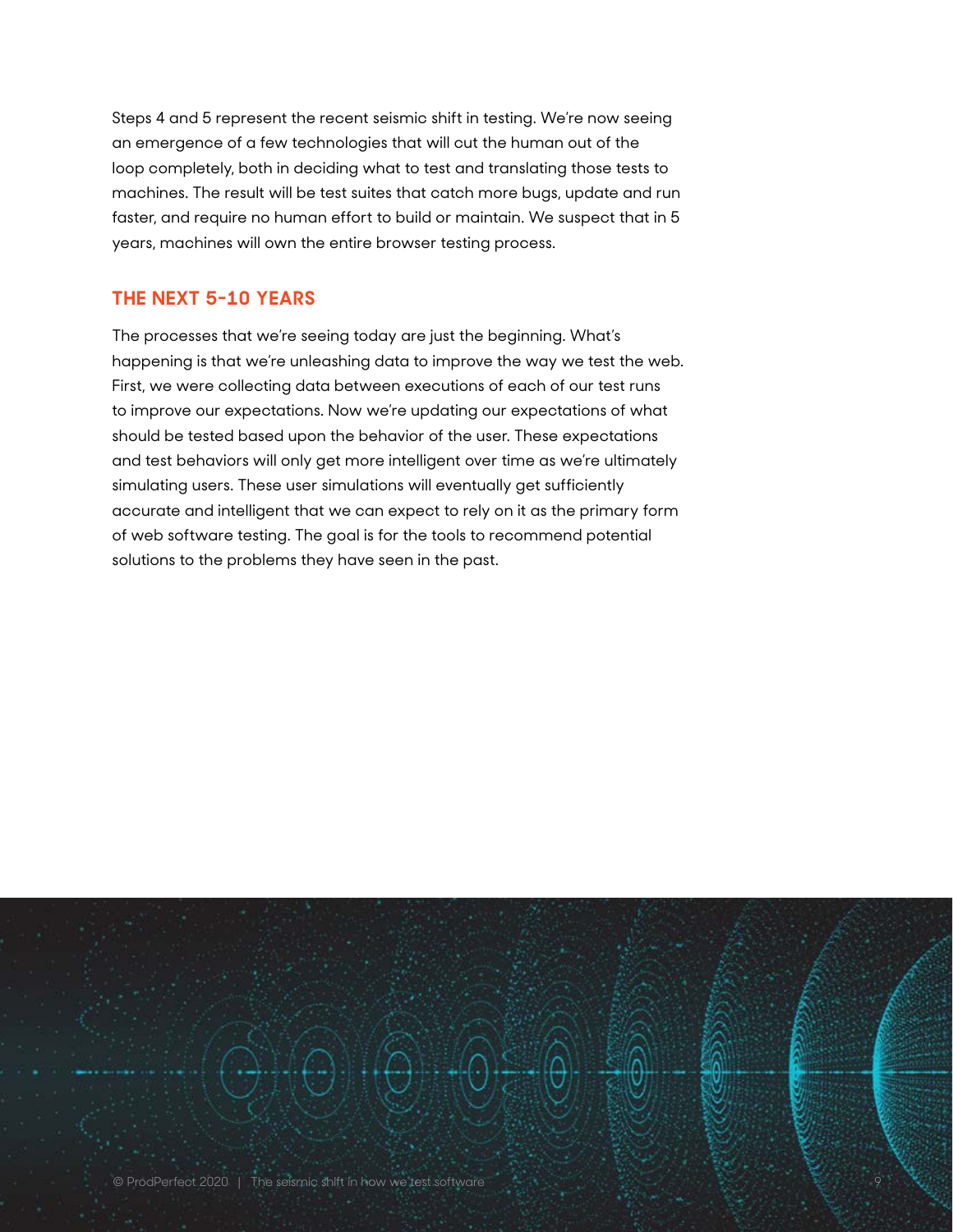Steps 4 and 5 represent the recent seismic shift in testing. We're now seeing an emergence of a few technologies that will cut the human out of the loop completely, both in deciding what to test and translating those tests to machines. The result will be test suites that catch more bugs, update and run faster, and require no human effort to build or maintain. We suspect that in 5 years, machines will own the entire browser testing process.

## THE NEXT 5-10 YEARS

The processes that we're seeing today are just the beginning. What's happening is that we're unleashing data to improve the way we test the web. First, we were collecting data between executions of each of our test runs to improve our expectations. Now we're updating our expectations of what should be tested based upon the behavior of the user. These expectations and test behaviors will only get more intelligent over time as we're ultimately simulating users. These user simulations will eventually get sufficiently accurate and intelligent that we can expect to rely on it as the primary form of web software testing. The goal is for the tools to recommend potential solutions to the problems they have seen in the past.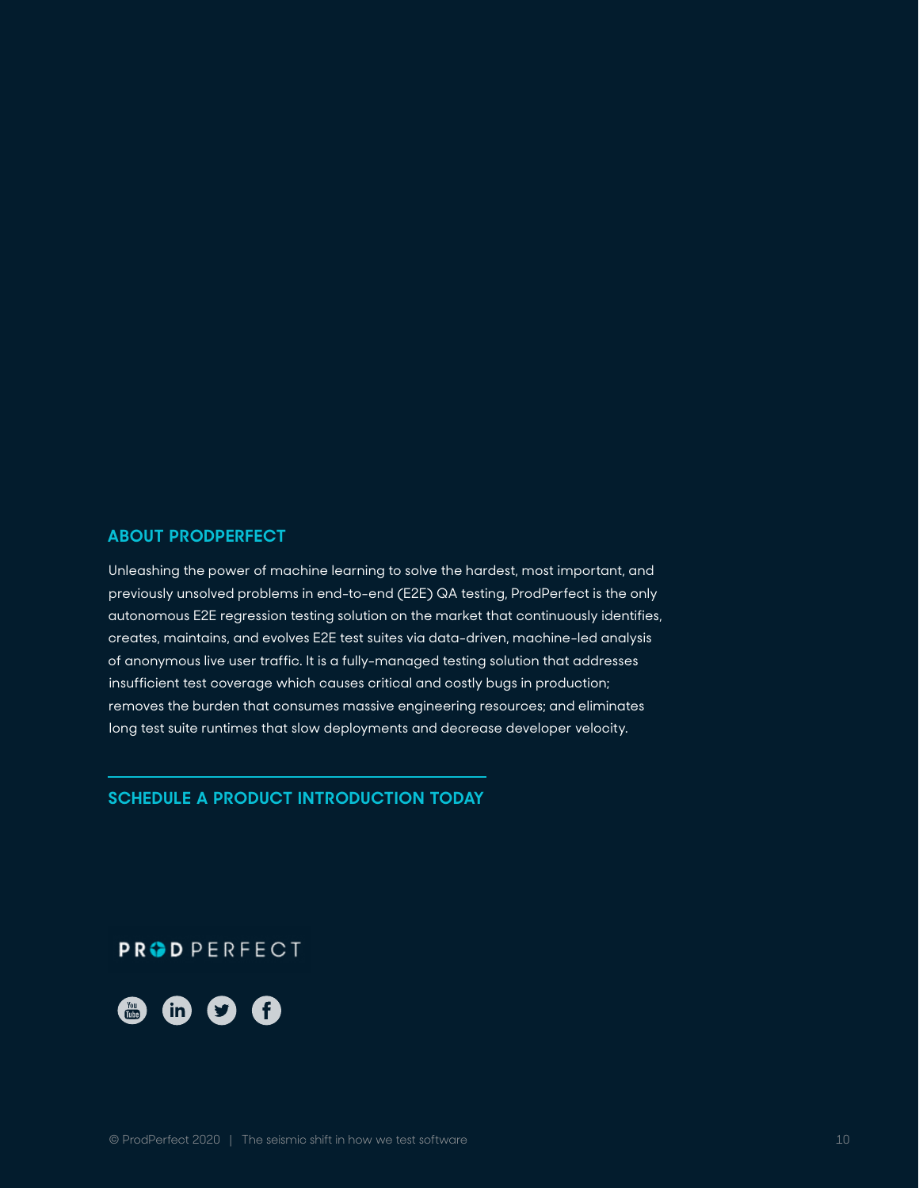## ABOUT PRODPERFECT

Unleashing the power of machine learning to solve the hardest, most important, and previously unsolved problems in end-to-end (E2E) QA testing, ProdPerfect is the only autonomous E2E regression testing solution on the market that continuously identifies, creates, maintains, and evolves E2E test suites via data-driven, machine-led analysis of anonymous live user traffic. It is a fully-managed testing solution that addresses insufficient test coverage which causes critical and costly bugs in production; removes the burden that consumes massive engineering resources; and eliminates long test suite runtimes that slow deployments and decrease developer velocity.

**SCHEDULE A PRODUCT INTRODUCTION TODAY**

PRODPERFECT